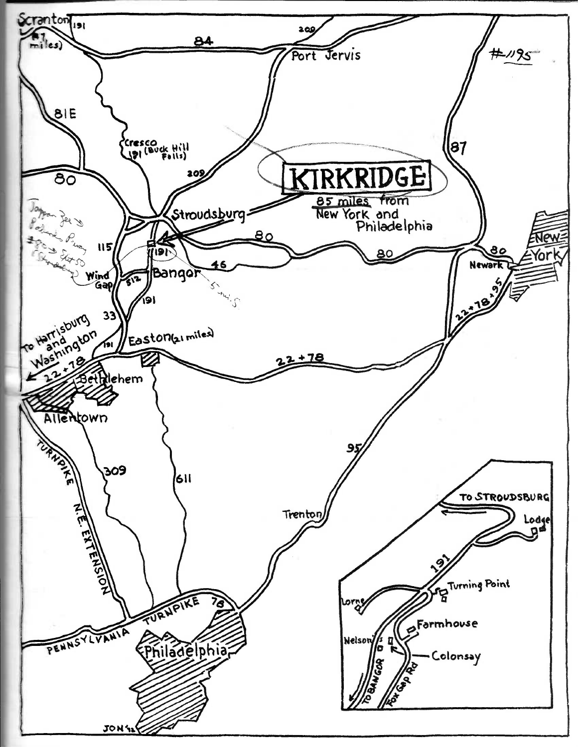#1195

# KIRKRIDGE

85 miles from New York and Philadelphia

Scranton (47 miles)

84

209

Port Jervis

81E

Cresco 191 (Buck Hill Falls)

87

80

209

Stroudsburg

Tappan Zee → Palisades P.way → 80 → Exit 50 (Stroudsburg)

115

191

80

80

80

46

Newark

New York

Wind Gap

512

Bangor

5 mi. S

191

33

To Harrisburg and Washington

191

Easton (21 miles)

22+78

22+78

22+78+95

Bethlehem

Allentown

TURNPIKE N.E. EXTENSION

309

611

95

Trenton

PENNSYLVANIA TURNPIKE 76

Philadelphia

JON '92

TO STROUDSBURG

Lodge

191

Turning Point

Lorne

Farmhouse

Nelson's

Colonsay

TO BANGOR

Fox Gap Rd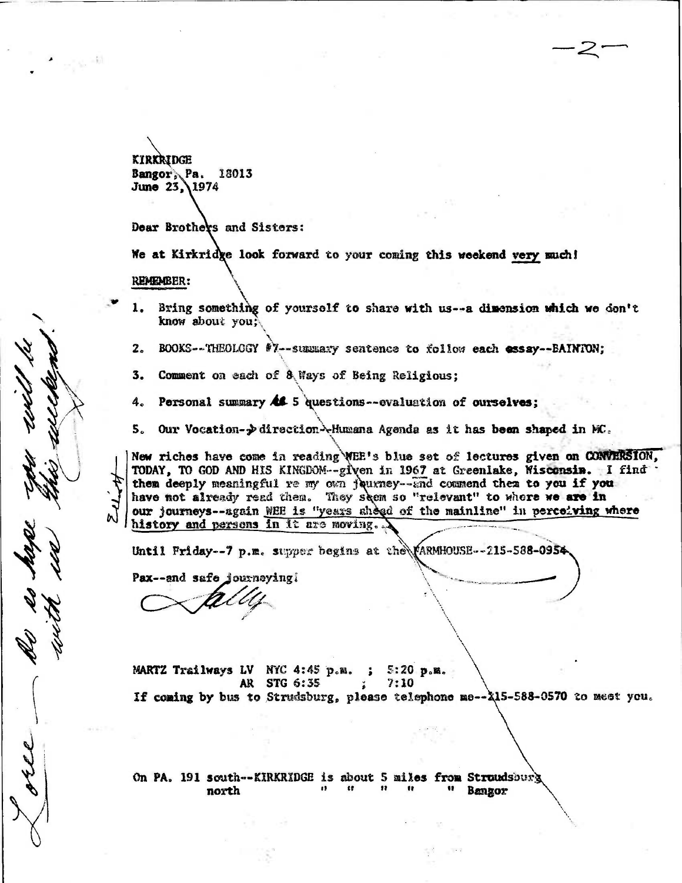KIRKRIDGE
Bangor, Pa. 18013
June 23, 1974

Dear Brothers and Sisters:

We at Kirkridge look forward to your coming this weekend very much!

REMEMBER:

1. Bring something of yourself to share with us--a dimension which we don't know about you;

2. BOOKS--THEOLOGY #7--summary sentence to follow each essay--BAINTON;

3. Comment on each of 8 Ways of Being Religious;

4. Personal summary 5 questions--evaluation of ourselves;

5. Our Vocation--direction--Humana Agenda as it has been shaped in MC.

New riches have come in reading WEE's blue set of lectures given on CONVERSION, TODAY, TO GOD AND HIS KINGDOM--given in 1967 at Greenlake, Wisconsin. I find them deeply meaningful re my own journey--and commend them to you if you have not already read them. They seem so "relevant" to where we are in our journeys--again WEE is "years ahead of the mainline" in perceiving where history and persons in it are moving.

Until Friday--7 p.m. supper begins at the FARMHOUSE--215-588-0954

Pax--and safe journeying!

Sally

MARTZ Trailways LV NYC 4:45 p.m. ; 5:20 p.m.
AR STG 6:35 ; 7:10

If coming by bus to Strudsburg, please telephone me--215-588-0570 to meet you.

On PA. 191 south--KIRKRIDGE is about 5 miles from Stroudsburg
north " " " " " Bangor

Love— So hope you will be with us this weekend!